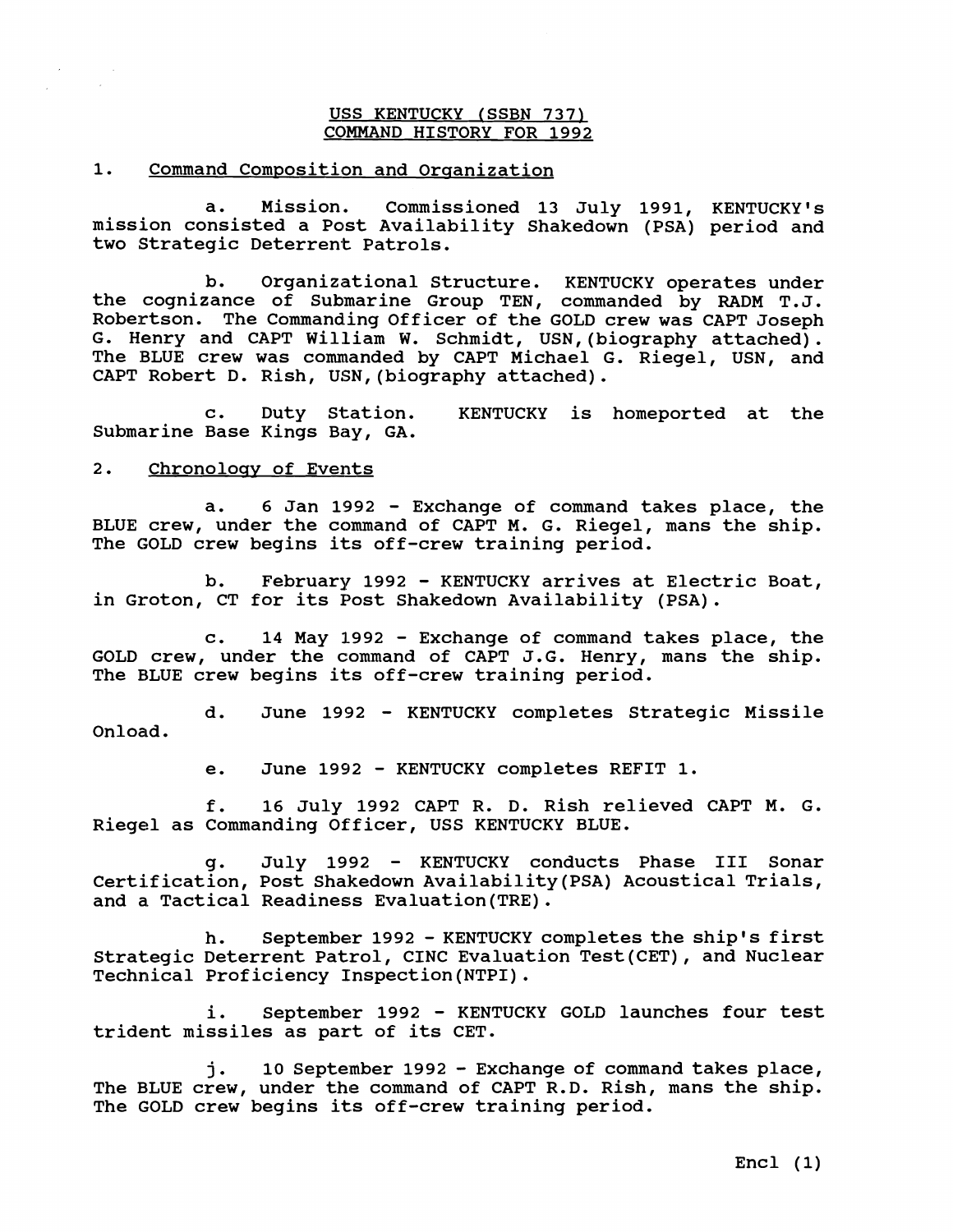# USS KENTUCKY (SSBN 737)
# COMMAND HISTORY FOR 1992

## 1. Command Composition and Organization

a. Mission. Commissioned 13 July 1991, KENTUCKY's mission consisted a Post Availability Shakedown (PSA) period and two Strategic Deterrent Patrols.

b. Organizational Structure. KENTUCKY operates under the cognizance of Submarine Group TEN, commanded by RADM T.J. Robertson. The Commanding Officer of the GOLD crew was CAPT Joseph G. Henry and CAPT William W. Schmidt, USN,(biography attached). The BLUE crew was commanded by CAPT Michael G. Riegel, USN, and CAPT Robert D. Rish, USN,(biography attached).

c. Duty Station. KENTUCKY is homeported at the Submarine Base Kings Bay, GA.

## 2. Chronology of Events

a. 6 Jan 1992 - Exchange of command takes place, the BLUE crew, under the command of CAPT M. G. Riegel, mans the ship. The GOLD crew begins its off-crew training period.

b. February 1992 - KENTUCKY arrives at Electric Boat, in Groton, CT for its Post Shakedown Availability (PSA).

c. 14 May 1992 - Exchange of command takes place, the GOLD crew, under the command of CAPT J.G. Henry, mans the ship. The BLUE crew begins its off-crew training period.

d. June 1992 - KENTUCKY completes Strategic Missile Onload.

e. June 1992 - KENTUCKY completes REFIT 1.

f. 16 July 1992 CAPT R. D. Rish relieved CAPT M. G. Riegel as Commanding Officer, USS KENTUCKY BLUE.

g. July 1992 - KENTUCKY conducts Phase III Sonar Certification, Post Shakedown Availability(PSA) Acoustical Trials, and a Tactical Readiness Evaluation(TRE).

h. September 1992 - KENTUCKY completes the ship's first Strategic Deterrent Patrol, CINC Evaluation Test(CET), and Nuclear Technical Proficiency Inspection(NTPI).

i. September 1992 - KENTUCKY GOLD launches four test trident missiles as part of its CET.

j. 10 September 1992 - Exchange of command takes place, The BLUE crew, under the command of CAPT R.D. Rish, mans the ship. The GOLD crew begins its off-crew training period.

Encl (1)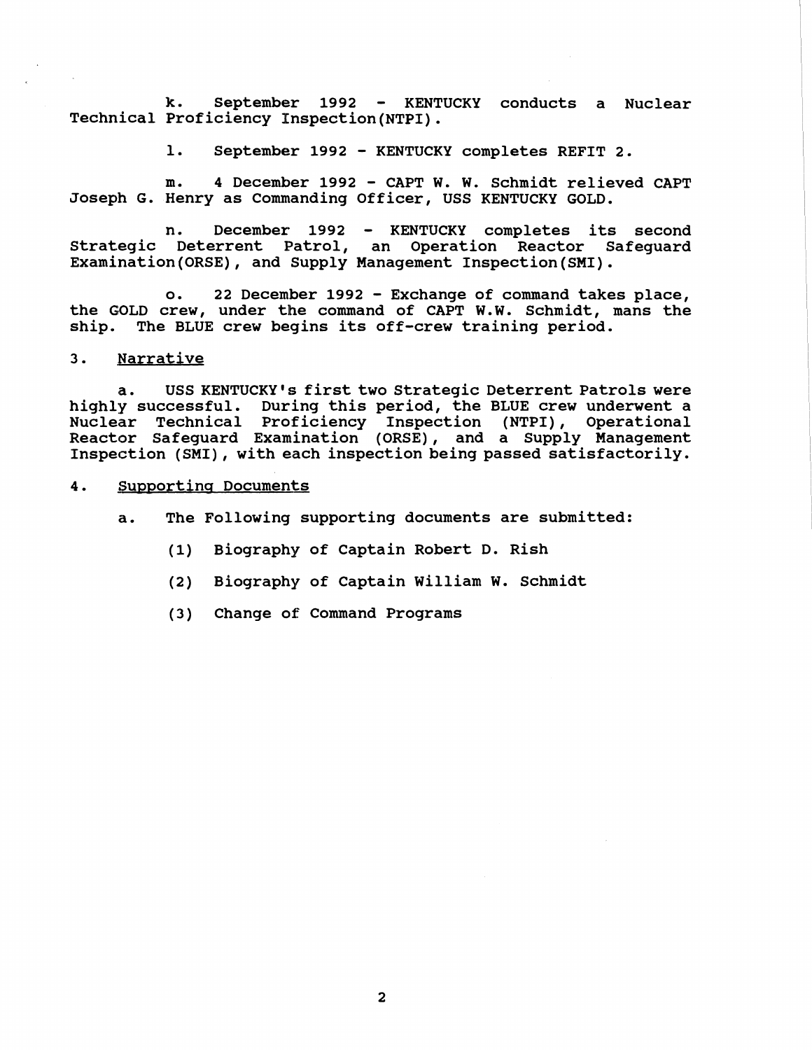k. September 1992 - KENTUCKY conducts a Nuclear Technical Proficiency Inspection(NTPI).

l. September 1992 - KENTUCKY completes REFIT 2.

m. 4 December 1992 - CAPT W. W. Schmidt relieved CAPT Joseph G. Henry as Commanding Officer, USS KENTUCKY GOLD.

n. December 1992 - KENTUCKY completes its second Strategic Deterrent Patrol, an Operation Reactor Safeguard Examination(ORSE), and Supply Management Inspection(SMI).

o. 22 December 1992 - Exchange of command takes place, the GOLD crew, under the command of CAPT W.W. Schmidt, mans the ship. The BLUE crew begins its off-crew training period.

3. <u>Narrative</u>

a. USS KENTUCKY's first two Strategic Deterrent Patrols were highly successful. During this period, the BLUE crew underwent a Nuclear Technical Proficiency Inspection (NTPI), Operational Reactor Safeguard Examination (ORSE), and a Supply Management Inspection (SMI), with each inspection being passed satisfactorily.

4. <u>Supporting Documents</u>

a. The Following supporting documents are submitted:

(1) Biography of Captain Robert D. Rish

(2) Biography of Captain William W. Schmidt

(3) Change of Command Programs